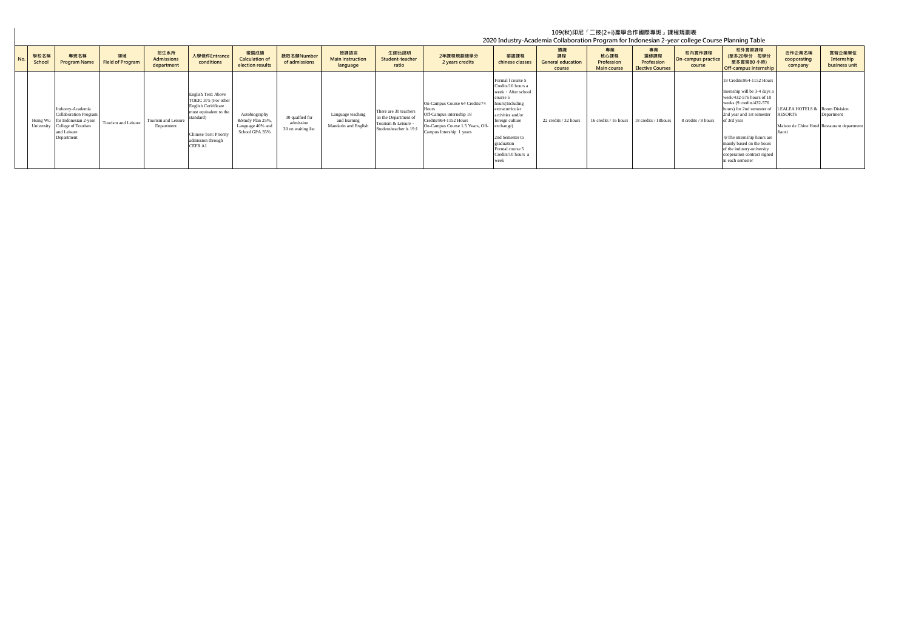# 109(秋)印尼「二技(2+i)產學合作國際專班」課程規劃表

## 2020 Industry-Academia Collaboration Program for Indonesian 2-year college Course Planning Table

| No. | 學校名稱 School | 專班名稱 Program Name | 領域 Field of Program | 招生系所 Admissions department | 入學條件Entrance conditions | 徵選成績 Calculation of election results | 錄取名額Number of admissions | 授課語言 Main instruction language | 生師比說明 Student-teacher ratio | 2年課程規劃總學分 2 years credits | 華語課程 chinese classes | 通識課程 General education course | 專業核心課程 Profession Main course | 專業選修課程 Profession Elective Courses | 校內實作課程 On-campus practice course | 校外實習課程 (至多20學分，每學分至多實習80 小時) Off-campus internship | 合作企業名稱 cooporating company | 實習企業單位 Internship business unit |
|---|---|---|---|---|---|---|---|---|---|---|---|---|---|---|---|---|---|---|
| | Hsing Wu University | Industry-Academia Collaboration Program for Indonesian 2-year College of Tourism and Leisure Department | Tourism and Leisure | Tourism and Leisure Department | English Test: Above TOEIC 375 (For other English Ceritificate must equivalent to the standard)<br><br>Chinese Test: Priority admission through CEFR A1 | Autobiography &Study Plan 25%, Language 40% and School GPA 35% | 30 qualfied for admission 30 on waiting list | Language teaching and learning Mandarin and English | There are 30 teachers in the Department of Tourism & Leisure, Student/teacher is 19:1 | On-Campus Course 64 Credits/74 Hours<br>Off-Campus internship 18 Credits/864-1152 Hours<br>On-Campus Course 1.5 Years, Off-Campus Intership 1 years | Formal l course 5 Credits/10 hours a week，After school course 5 hours(Including extracurricular activities and/or foreign culture exchange)<br><br>2nd Semester to graduation Formal course 5 Credits/10 hours a week | 22 credits / 32 hours | 16 credits / 16 hours | 18 credits / 18hours | 8 credits / 8 hours | 18 Credits/864-1152 Hours<br><br>Inernship will be 3-4 days a week/432-576 hours of 18 weeks (9 credits/432-576 hours) for 2nd semester of 2nd year and 1st semester of 3rd year<br><br>※The internship hours are mainly based on the hours of the industry-university cooperation contract signed in each semester | LEALEA HOTELS & RESORTS<br><br>Maison de Chine Hotel Jiaoxi | Room Division Department<br><br>Restaurant department |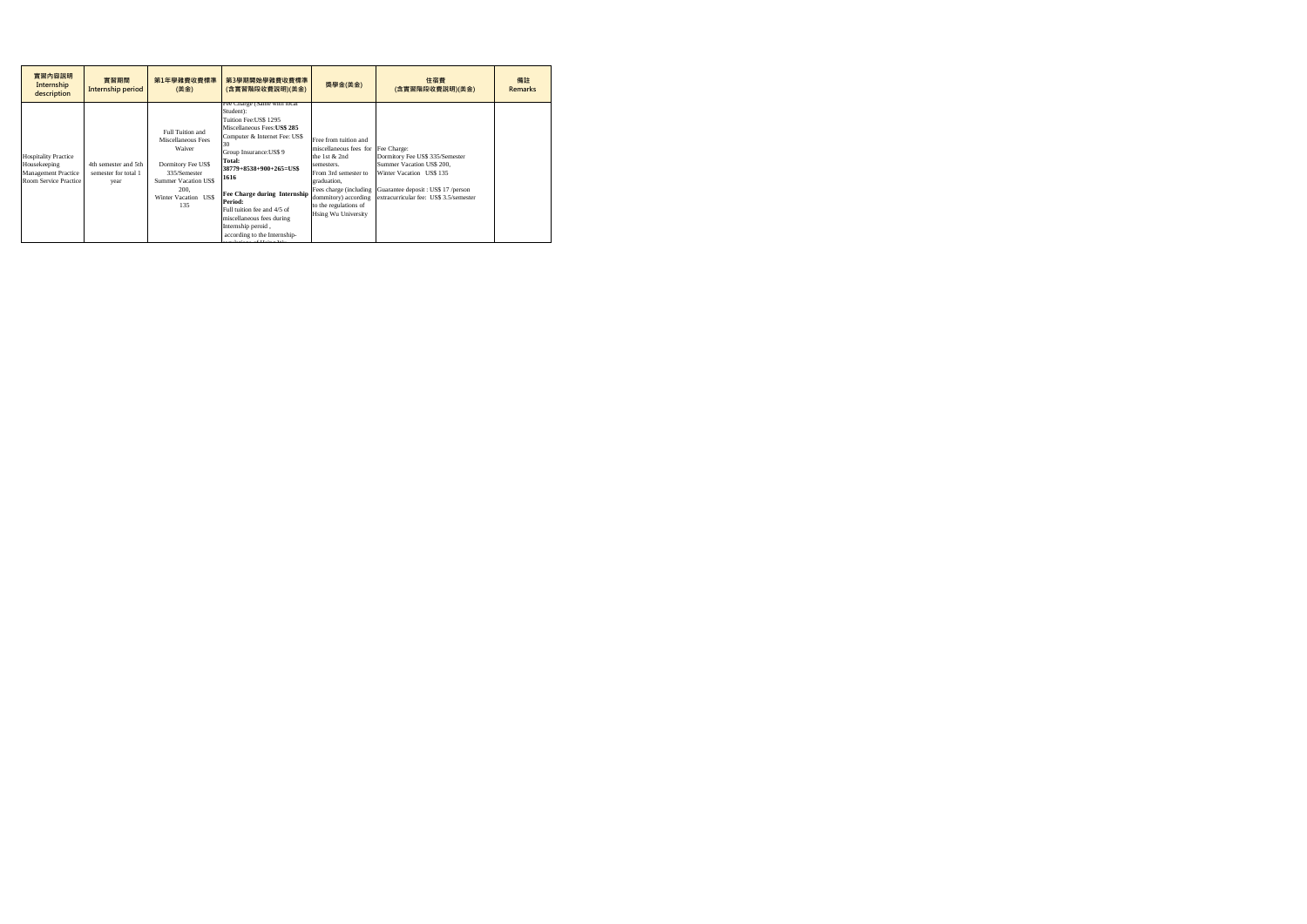| 實習內容說明 Internship description | 實習期間 Internship period | 第1年學雜費收費標準(美金) | 第3學期開始學雜費收費標準(含實習階段收費說明)(美金) | 獎學金(美金) | 住宿費(含實習階段收費說明)(美金) | 備註 Remarks |
| --- | --- | --- | --- | --- | --- | --- |
| Hospitality Practice<br>Housekeeping Management Practice<br>Room Service Practice | 4th semester and 5th semester for total 1 year | Full Tuition and Miscellaneous Fees Waiver<br><br>Dormitory Fee US$ 335/Semester<br>Summer Vacation US$ 200,<br>Winter Vacation US$ 135 | Fee Charge (Same with local Student):<br>Tuition Fee:US$ 1295<br>Miscellaneous Fees:**US$ 285**<br>Computer & Internet Fee: US$ 30<br>Group Insurance:US$ 9<br>**Total:**<br>**38779+8538+900+265=US$ 1616**<br><br>**Fee Charge during Internship Period:**<br>Full tuition fee and 4/5 of miscellaneous fees during Internship peroid ,<br>according to the Internship-regulations of Hsing Wu | Free from tuition and miscellaneous fees for the 1st & 2nd semesters.<br>From 3rd semester to graduation,<br>Fees charge (including dormitory) according to the regulations of Hsing Wu University | Fee Charge:<br>Dormitory Fee US$ 335/Semester<br>Summer Vacation US$ 200,<br>Winter Vacation US$ 135<br><br>Guarantee deposit : US$ 17 /person<br>extracurricular fee: US$ 3.5/semester | |